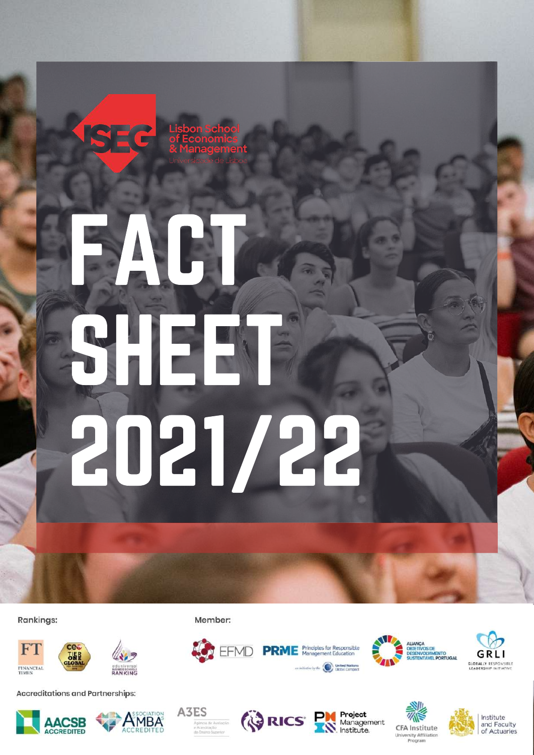ISEG Lisbon School of Economics & Management
Universidade de Lisboa

# FACT SHEET 2021/22

Rankings:

Member:

Accreditations and Partnerships: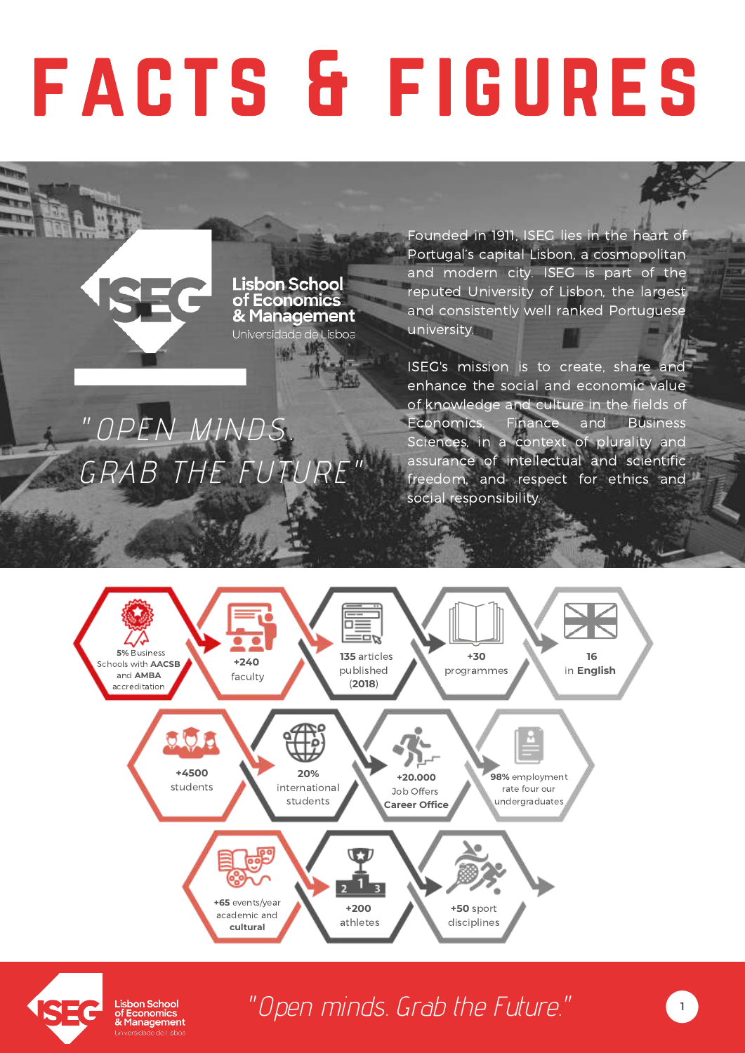# FACTS & FIGURES

Lisbon School of Economics & Management
Universidade de Lisboa

*"OPEN MINDS. GRAB THE FUTURE"*

Founded in 1911, ISEG lies in the heart of Portugal's capital Lisbon, a cosmopolitan and modern city. ISEG is part of the reputed University of Lisbon, the largest and consistently well ranked Portuguese university.

ISEG's mission is to create, share and enhance the social and economic value of knowledge and culture in the fields of Economics, Finance and Business Sciences, in a context of plurality and assurance of intellectual and scientific freedom, and respect for ethics and social responsibility.

- **5%** Business Schools with **AACSB** and **AMBA** accreditation
- **+240** faculty
- **135** articles published (**2018**)
- **+30** programmes
- **16** in **English**
- **+4500** students
- **20%** international students
- **+20.000** Job Offers **Career Office**
- **98%** employment rate four our undergraduates
- **+65** events/year academic and **cultural**
- **+200** athletes
- **+50** sport disciplines

*"Open minds. Grab the Future."*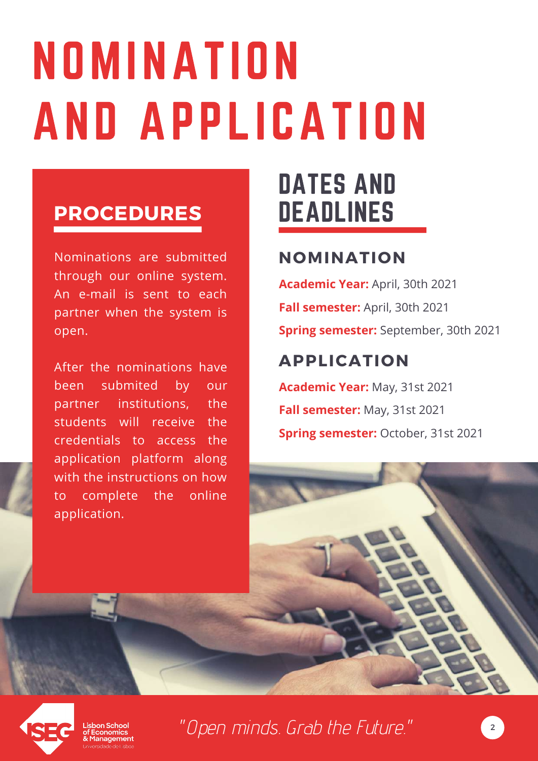# NOMINATION AND APPLICATION

## PROCEDURES

Nominations are submitted through our online system. An e-mail is sent to each partner when the system is open.

After the nominations have been submited by our partner institutions, the students will receive the credentials to access the application platform along with the instructions on how to complete the online application.

## DATES AND DEADLINES

### NOMINATION

**Academic Year:** April, 30th 2021

**Fall semester:** April, 30th 2021

**Spring semester:** September, 30th 2021

### APPLICATION

**Academic Year:** May, 31st 2021

**Fall semester:** May, 31st 2021

**Spring semester:** October, 31st 2021

*"Open minds. Grab the Future."*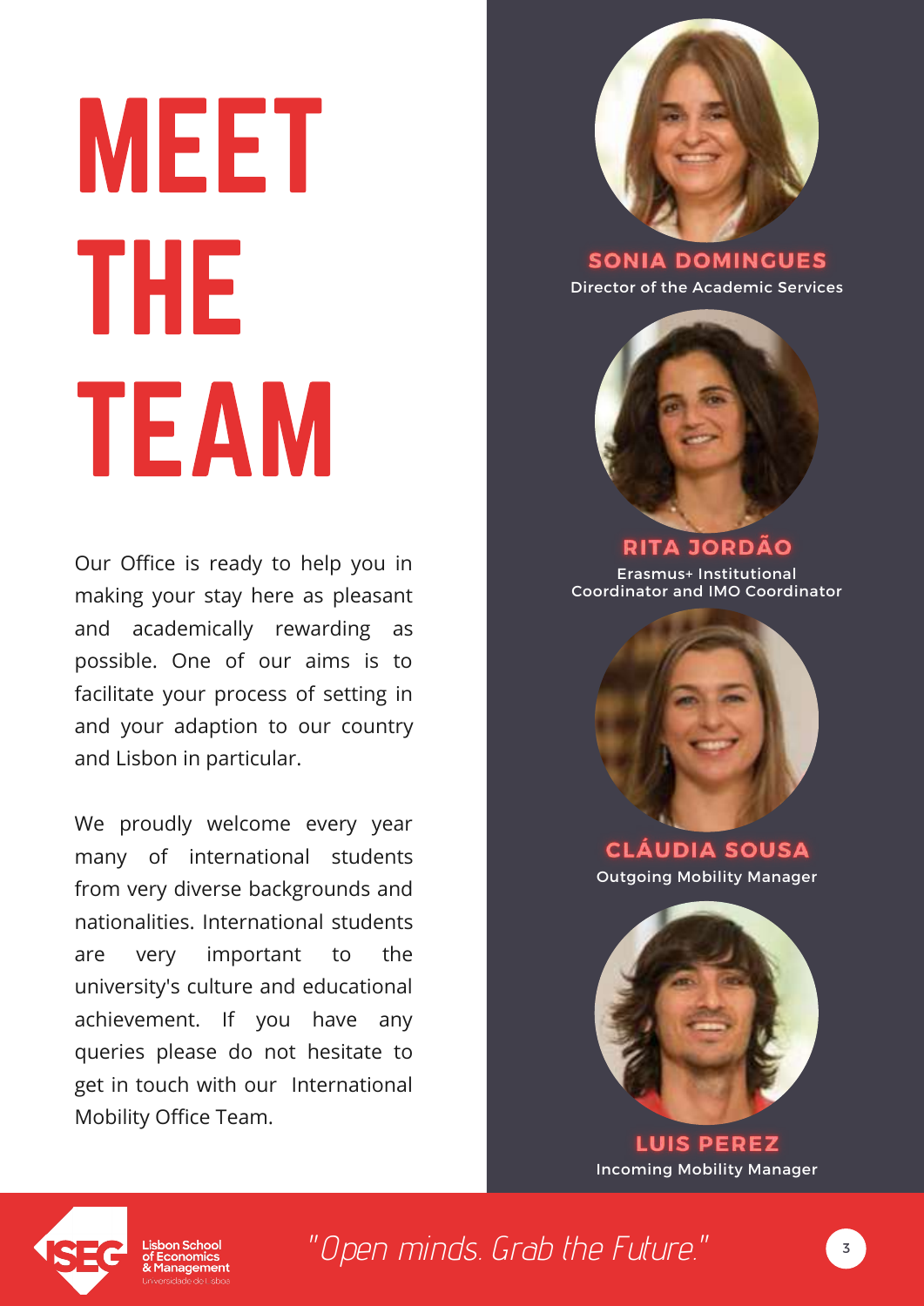# MEET THE TEAM

Our Office is ready to help you in making your stay here as pleasant and academically rewarding as possible. One of our aims is to facilitate your process of setting in and your adaption to our country and Lisbon in particular.

We proudly welcome every year many of international students from very diverse backgrounds and nationalities. International students are very important to the university's culture and educational achievement. If you have any queries please do not hesitate to get in touch with our International Mobility Office Team.

**SONIA DOMINGUES**
Director of the Academic Services

**RITA JORDÃO**
Erasmus+ Institutional Coordinator and IMO Coordinator

**CLÁUDIA SOUSA**
Outgoing Mobility Manager

**LUIS PEREZ**
Incoming Mobility Manager

*"Open minds. Grab the Future."*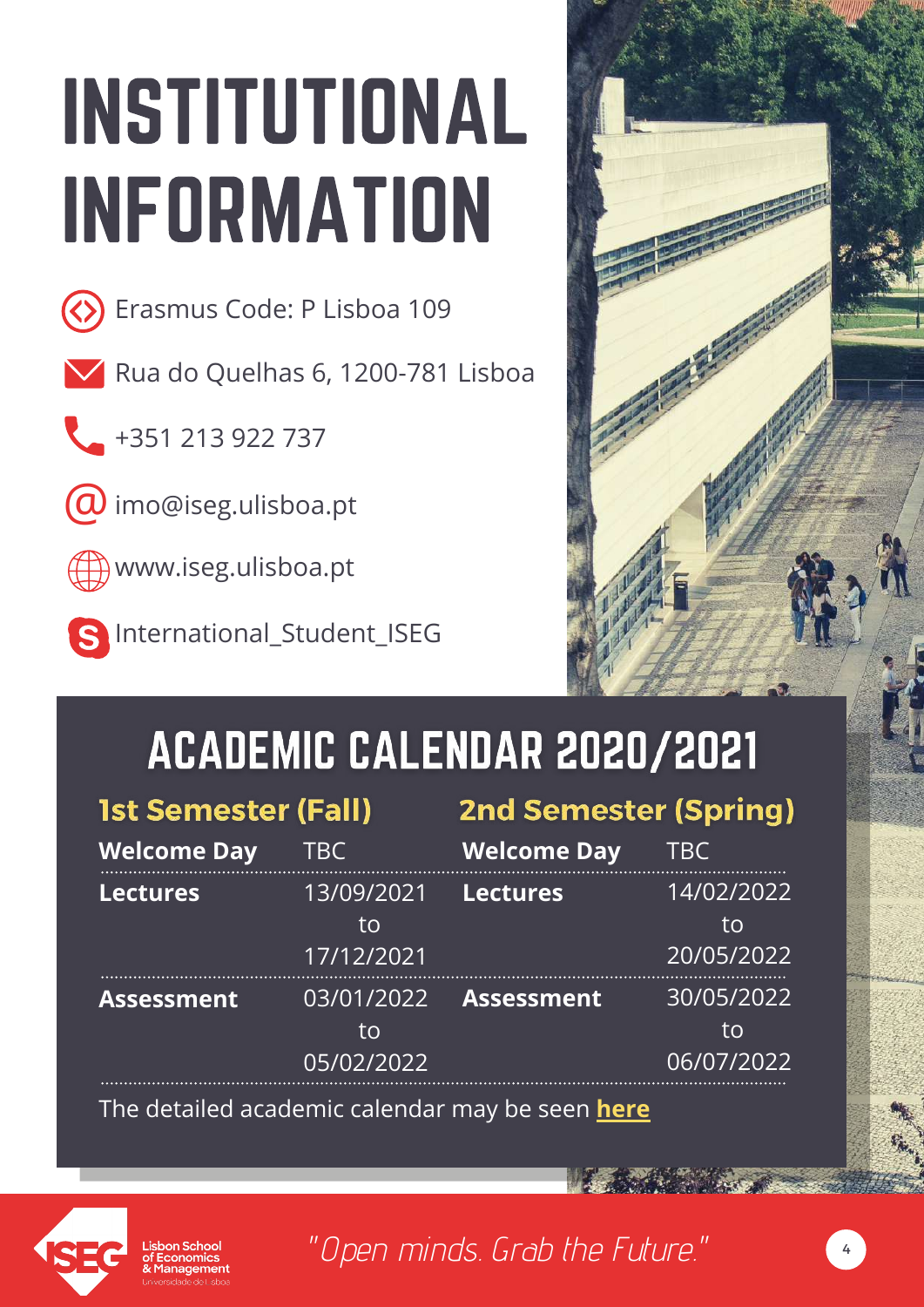# INSTITUTIONAL INFORMATION

- Erasmus Code: P Lisboa 109
- Rua do Quelhas 6, 1200-781 Lisboa
- +351 213 922 737
- imo@iseg.ulisboa.pt
- www.iseg.ulisboa.pt
- International_Student_ISEG

## ACADEMIC CALENDAR 2020/2021

| 1st Semester (Fall) | | 2nd Semester (Spring) | |
|---|---|---|---|
| **Welcome Day** | TBC | **Welcome Day** | TBC |
| **Lectures** | 13/09/2021 to 17/12/2021 | **Lectures** | 14/02/2022 to 20/05/2022 |
| **Assessment** | 03/01/2022 to 05/02/2022 | **Assessment** | 30/05/2022 to 06/07/2022 |

The detailed academic calendar may be seen **here**

Lisbon School of Economics & Management
Universidade de Lisboa

*"Open minds. Grab the Future."*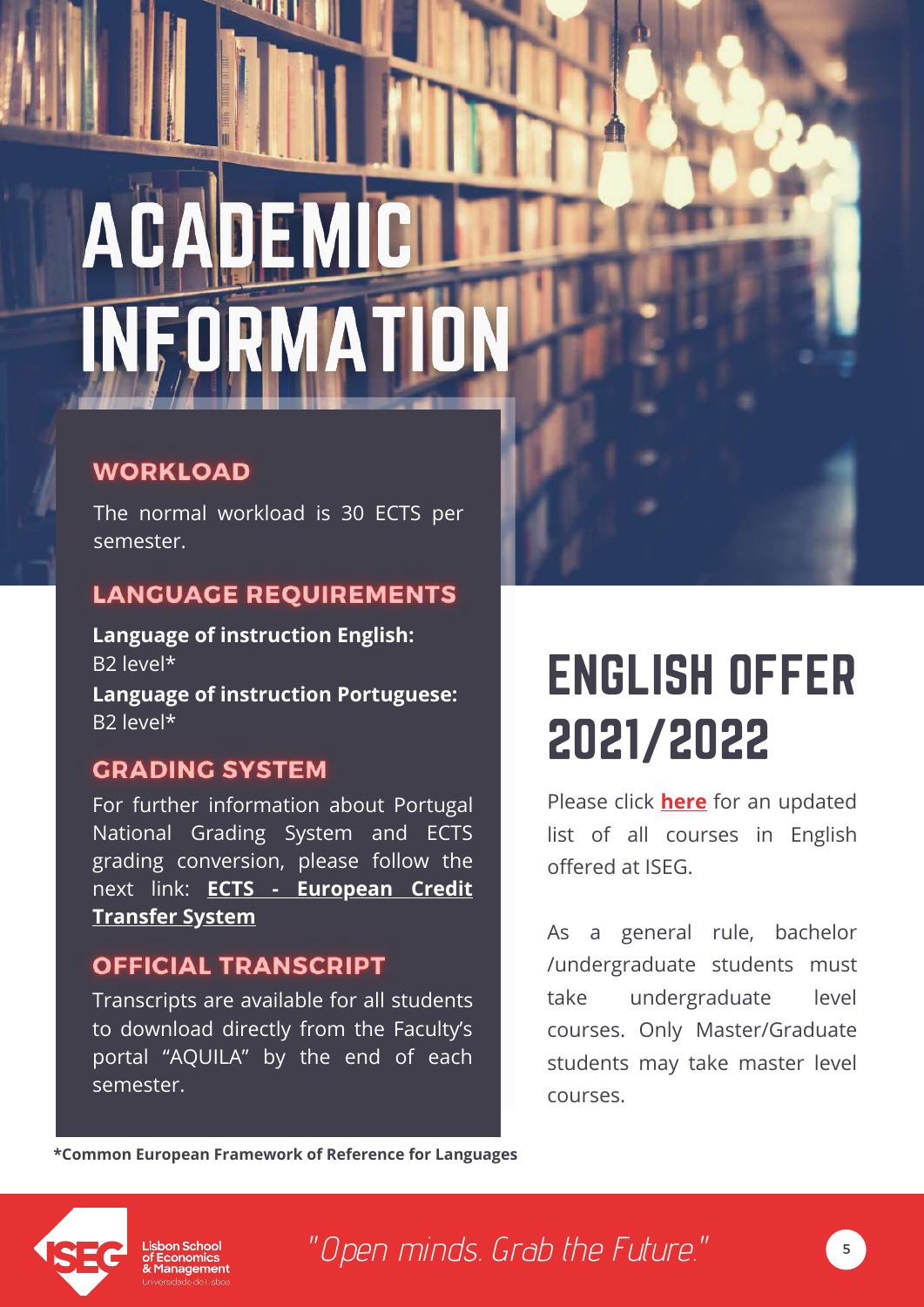# ACADEMIC INFORMATION

## WORKLOAD

The normal workload is 30 ECTS per semester.

## LANGUAGE REQUIREMENTS

**Language of instruction English:**
B2 level*

**Language of instruction Portuguese:**
B2 level*

## GRADING SYSTEM

For further information about Portugal National Grading System and ECTS grading conversion, please follow the next link: **ECTS - European Credit Transfer System**

## OFFICIAL TRANSCRIPT

Transcripts are available for all students to download directly from the Faculty's portal "AQUILA" by the end of each semester.

**\*Common European Framework of Reference for Languages**

# ENGLISH OFFER 2021/2022

Please click **here** for an updated list of all courses in English offered at ISEG.

As a general rule, bachelor /undergraduate students must take undergraduate level courses. Only Master/Graduate students may take master level courses.

"Open minds. Grab the Future."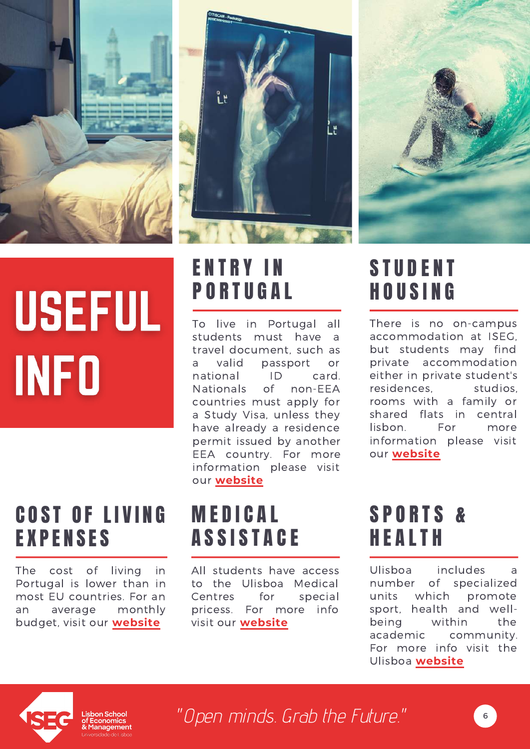# USEFUL INFO

## ENTRY IN PORTUGAL

To live in Portugal all students must have a travel document, such as a valid passport or national ID card. Nationals of non-EEA countries must apply for a Study Visa, unless they have already a residence permit issued by another EEA country. For more information please visit our **website**

## STUDENT HOUSING

There is no on-campus accommodation at ISEG, but students may find private accommodation either in private student's residences, studios, rooms with a family or shared flats in central lisbon. For more information please visit our **website**

## COST OF LIVING EXPENSES

The cost of living in Portugal is lower than in most EU countries. For an an average monthly budget, visit our **website**

## MEDICAL ASSISTACE

All students have access to the Ulisboa Medical Centres for special pricess. For more info visit our **website**

## SPORTS & HEALTH

Ulisboa includes a number of specialized units which promote sport, health and well-being within the academic community. For more info visit the Ulisboa **website**

*"Open minds. Grab the Future."*